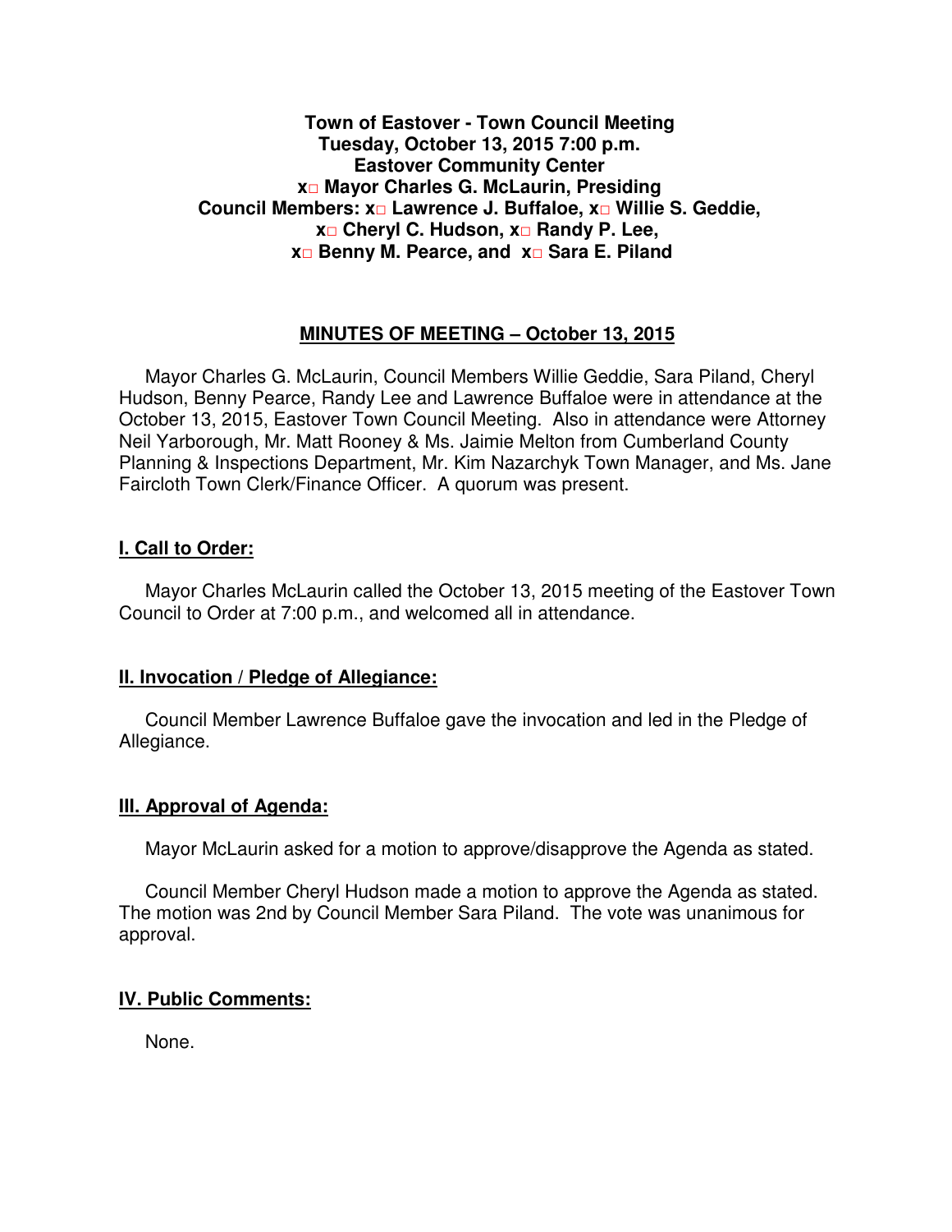**Town of Eastover - Town Council Meeting**
**Tuesday, October 13, 2015 7:00 p.m.**
**Eastover Community Center**
**x□ Mayor Charles G. McLaurin, Presiding**
**Council Members: x□ Lawrence J. Buffaloe, x□ Willie S. Geddie,**
**x□ Cheryl C. Hudson, x□ Randy P. Lee,**
**x□ Benny M. Pearce, and x□ Sara E. Piland**

## MINUTES OF MEETING – October 13, 2015

Mayor Charles G. McLaurin, Council Members Willie Geddie, Sara Piland, Cheryl Hudson, Benny Pearce, Randy Lee and Lawrence Buffaloe were in attendance at the October 13, 2015, Eastover Town Council Meeting. Also in attendance were Attorney Neil Yarborough, Mr. Matt Rooney & Ms. Jaimie Melton from Cumberland County Planning & Inspections Department, Mr. Kim Nazarchyk Town Manager, and Ms. Jane Faircloth Town Clerk/Finance Officer. A quorum was present.

### I. Call to Order:

Mayor Charles McLaurin called the October 13, 2015 meeting of the Eastover Town Council to Order at 7:00 p.m., and welcomed all in attendance.

### II. Invocation / Pledge of Allegiance:

Council Member Lawrence Buffaloe gave the invocation and led in the Pledge of Allegiance.

### III. Approval of Agenda:

Mayor McLaurin asked for a motion to approve/disapprove the Agenda as stated.

Council Member Cheryl Hudson made a motion to approve the Agenda as stated. The motion was 2nd by Council Member Sara Piland. The vote was unanimous for approval.

### IV. Public Comments:

None.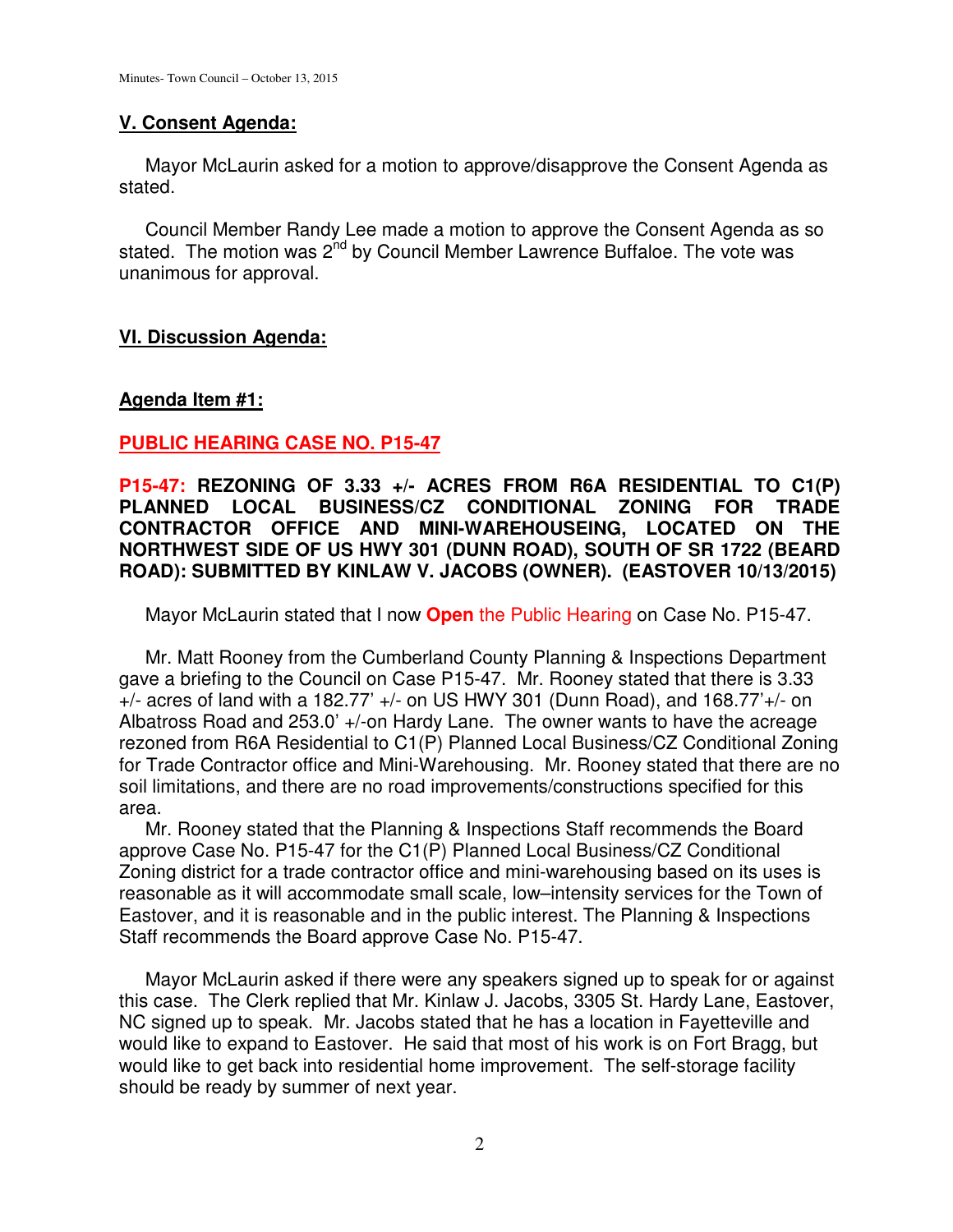## V. Consent Agenda:

Mayor McLaurin asked for a motion to approve/disapprove the Consent Agenda as stated.

Council Member Randy Lee made a motion to approve the Consent Agenda as so stated. The motion was 2nd by Council Member Lawrence Buffaloe. The vote was unanimous for approval.

## VI. Discussion Agenda:

### Agenda Item #1:

### PUBLIC HEARING CASE NO. P15-47

**P15-47: REZONING OF 3.33 +/- ACRES FROM R6A RESIDENTIAL TO C1(P) PLANNED LOCAL BUSINESS/CZ CONDITIONAL ZONING FOR TRADE CONTRACTOR OFFICE AND MINI-WAREHOUSEING, LOCATED ON THE NORTHWEST SIDE OF US HWY 301 (DUNN ROAD), SOUTH OF SR 1722 (BEARD ROAD): SUBMITTED BY KINLAW V. JACOBS (OWNER). (EASTOVER 10/13/2015)**

Mayor McLaurin stated that I now **Open** the Public Hearing on Case No. P15-47.

Mr. Matt Rooney from the Cumberland County Planning & Inspections Department gave a briefing to the Council on Case P15-47. Mr. Rooney stated that there is 3.33 +/- acres of land with a 182.77' +/- on US HWY 301 (Dunn Road), and 168.77'+/- on Albatross Road and 253.0' +/-on Hardy Lane. The owner wants to have the acreage rezoned from R6A Residential to C1(P) Planned Local Business/CZ Conditional Zoning for Trade Contractor office and Mini-Warehousing. Mr. Rooney stated that there are no soil limitations, and there are no road improvements/constructions specified for this area.

Mr. Rooney stated that the Planning & Inspections Staff recommends the Board approve Case No. P15-47 for the C1(P) Planned Local Business/CZ Conditional Zoning district for a trade contractor office and mini-warehousing based on its uses is reasonable as it will accommodate small scale, low–intensity services for the Town of Eastover, and it is reasonable and in the public interest. The Planning & Inspections Staff recommends the Board approve Case No. P15-47.

Mayor McLaurin asked if there were any speakers signed up to speak for or against this case. The Clerk replied that Mr. Kinlaw J. Jacobs, 3305 St. Hardy Lane, Eastover, NC signed up to speak. Mr. Jacobs stated that he has a location in Fayetteville and would like to expand to Eastover. He said that most of his work is on Fort Bragg, but would like to get back into residential home improvement. The self-storage facility should be ready by summer of next year.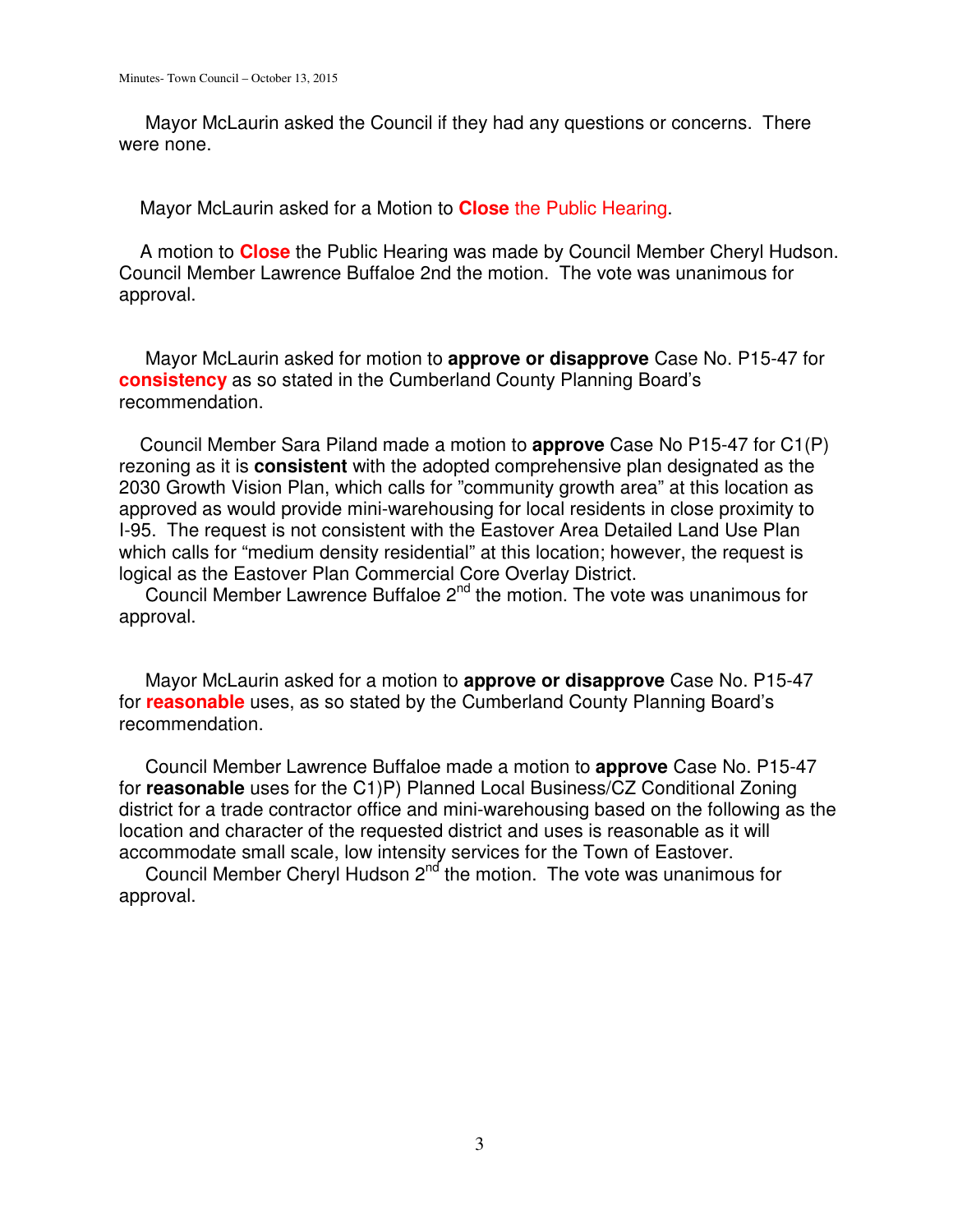Mayor McLaurin asked the Council if they had any questions or concerns. There were none.

Mayor McLaurin asked for a Motion to **Close** the Public Hearing.

A motion to **Close** the Public Hearing was made by Council Member Cheryl Hudson. Council Member Lawrence Buffaloe 2nd the motion. The vote was unanimous for approval.

Mayor McLaurin asked for motion to **approve or disapprove** Case No. P15-47 for **consistency** as so stated in the Cumberland County Planning Board's recommendation.

Council Member Sara Piland made a motion to **approve** Case No P15-47 for C1(P) rezoning as it is **consistent** with the adopted comprehensive plan designated as the 2030 Growth Vision Plan, which calls for "community growth area" at this location as approved as would provide mini-warehousing for local residents in close proximity to I-95. The request is not consistent with the Eastover Area Detailed Land Use Plan which calls for "medium density residential" at this location; however, the request is logical as the Eastover Plan Commercial Core Overlay District.

Council Member Lawrence Buffaloe 2nd the motion. The vote was unanimous for approval.

Mayor McLaurin asked for a motion to **approve or disapprove** Case No. P15-47 for **reasonable** uses, as so stated by the Cumberland County Planning Board's recommendation.

Council Member Lawrence Buffaloe made a motion to **approve** Case No. P15-47 for **reasonable** uses for the C1)P) Planned Local Business/CZ Conditional Zoning district for a trade contractor office and mini-warehousing based on the following as the location and character of the requested district and uses is reasonable as it will accommodate small scale, low intensity services for the Town of Eastover.

Council Member Cheryl Hudson 2nd the motion. The vote was unanimous for approval.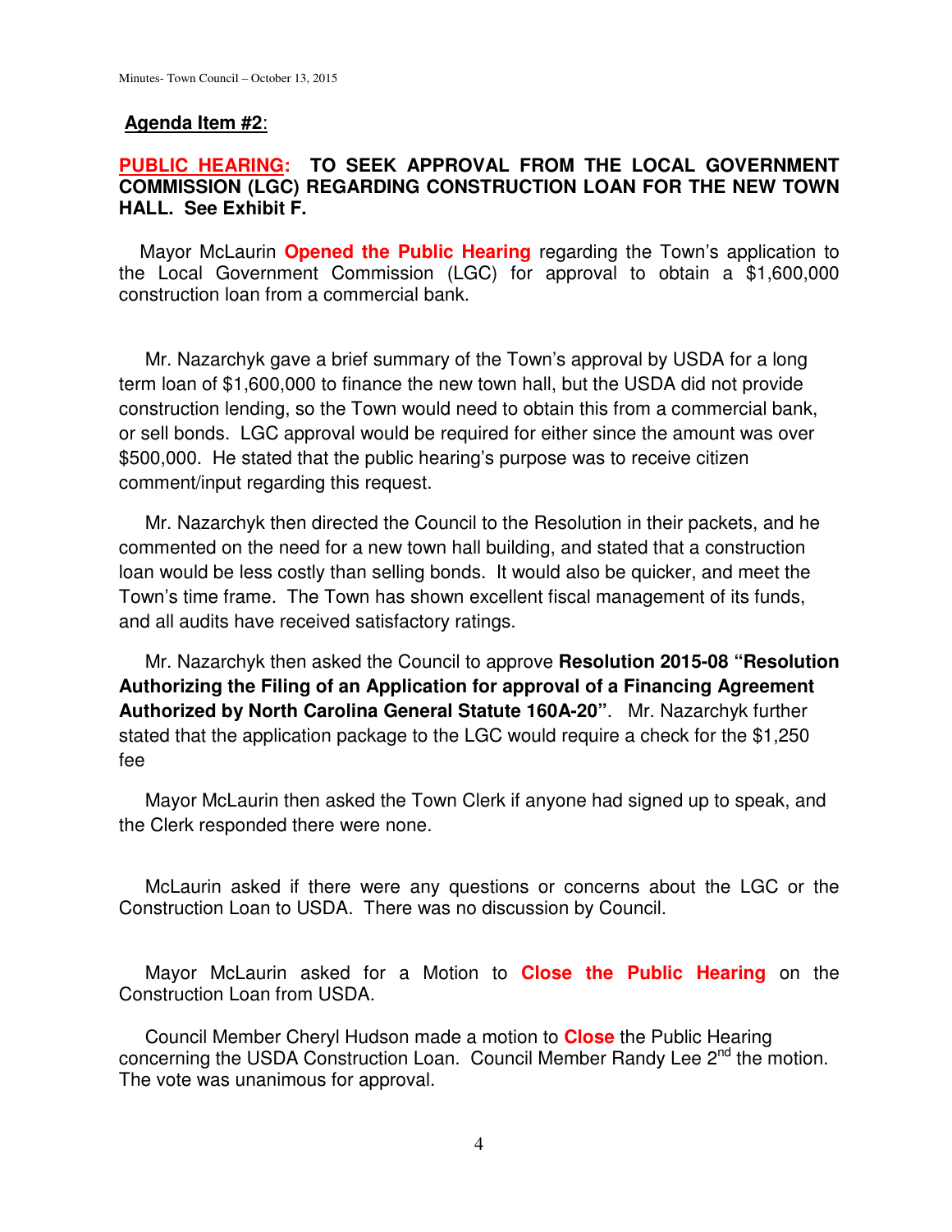**Agenda Item #2**:

**PUBLIC HEARING: TO SEEK APPROVAL FROM THE LOCAL GOVERNMENT COMMISSION (LGC) REGARDING CONSTRUCTION LOAN FOR THE NEW TOWN HALL. See Exhibit F.**

Mayor McLaurin **Opened the Public Hearing** regarding the Town's application to the Local Government Commission (LGC) for approval to obtain a $1,600,000 construction loan from a commercial bank.

Mr. Nazarchyk gave a brief summary of the Town's approval by USDA for a long term loan of $1,600,000 to finance the new town hall, but the USDA did not provide construction lending, so the Town would need to obtain this from a commercial bank, or sell bonds. LGC approval would be required for either since the amount was over $500,000. He stated that the public hearing's purpose was to receive citizen comment/input regarding this request.

Mr. Nazarchyk then directed the Council to the Resolution in their packets, and he commented on the need for a new town hall building, and stated that a construction loan would be less costly than selling bonds. It would also be quicker, and meet the Town's time frame. The Town has shown excellent fiscal management of its funds, and all audits have received satisfactory ratings.

Mr. Nazarchyk then asked the Council to approve **Resolution 2015-08 "Resolution Authorizing the Filing of an Application for approval of a Financing Agreement Authorized by North Carolina General Statute 160A-20"**. Mr. Nazarchyk further stated that the application package to the LGC would require a check for the $1,250 fee

Mayor McLaurin then asked the Town Clerk if anyone had signed up to speak, and the Clerk responded there were none.

McLaurin asked if there were any questions or concerns about the LGC or the Construction Loan to USDA. There was no discussion by Council.

Mayor McLaurin asked for a Motion to **Close the Public Hearing** on the Construction Loan from USDA.

Council Member Cheryl Hudson made a motion to **Close** the Public Hearing concerning the USDA Construction Loan. Council Member Randy Lee 2nd the motion. The vote was unanimous for approval.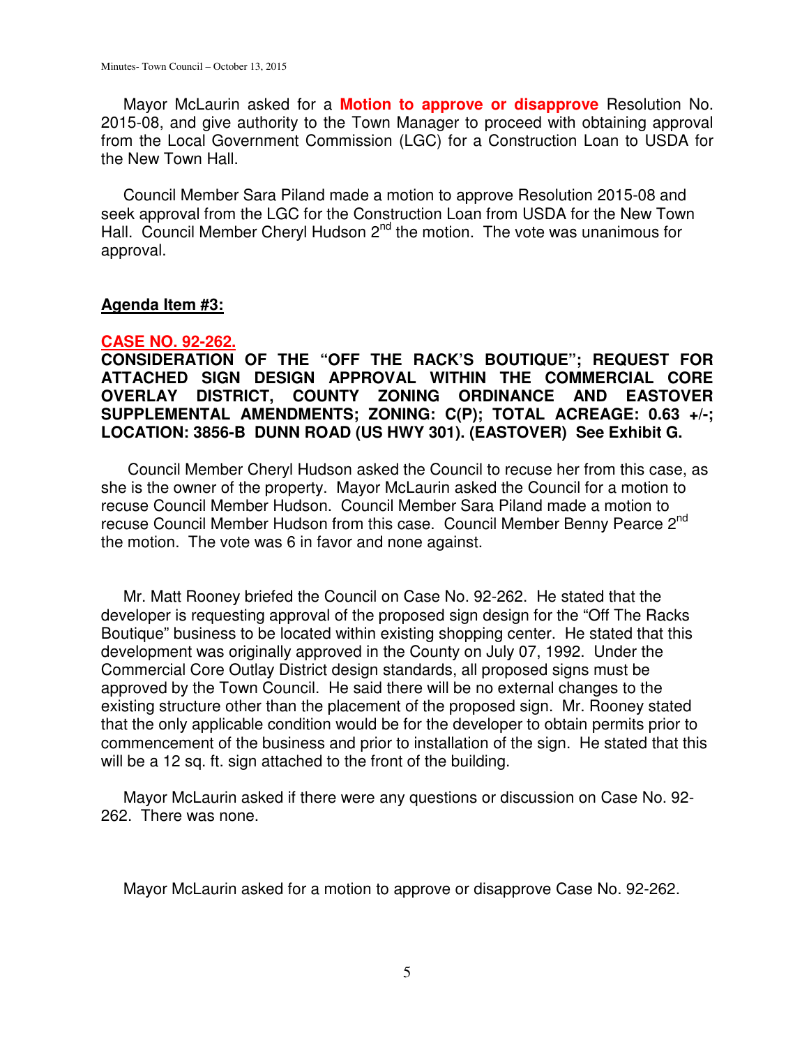Mayor McLaurin asked for a **Motion to approve or disapprove** Resolution No. 2015-08, and give authority to the Town Manager to proceed with obtaining approval from the Local Government Commission (LGC) for a Construction Loan to USDA for the New Town Hall.

Council Member Sara Piland made a motion to approve Resolution 2015-08 and seek approval from the LGC for the Construction Loan from USDA for the New Town Hall. Council Member Cheryl Hudson 2nd the motion. The vote was unanimous for approval.

**Agenda Item #3:**

**CASE NO. 92-262.**

**CONSIDERATION OF THE "OFF THE RACK'S BOUTIQUE"; REQUEST FOR ATTACHED SIGN DESIGN APPROVAL WITHIN THE COMMERCIAL CORE OVERLAY DISTRICT, COUNTY ZONING ORDINANCE AND EASTOVER SUPPLEMENTAL AMENDMENTS; ZONING: C(P); TOTAL ACREAGE: 0.63 +/-; LOCATION: 3856-B DUNN ROAD (US HWY 301). (EASTOVER) See Exhibit G.**

Council Member Cheryl Hudson asked the Council to recuse her from this case, as she is the owner of the property. Mayor McLaurin asked the Council for a motion to recuse Council Member Hudson. Council Member Sara Piland made a motion to recuse Council Member Hudson from this case. Council Member Benny Pearce 2nd the motion. The vote was 6 in favor and none against.

Mr. Matt Rooney briefed the Council on Case No. 92-262. He stated that the developer is requesting approval of the proposed sign design for the "Off The Racks Boutique" business to be located within existing shopping center. He stated that this development was originally approved in the County on July 07, 1992. Under the Commercial Core Outlay District design standards, all proposed signs must be approved by the Town Council. He said there will be no external changes to the existing structure other than the placement of the proposed sign. Mr. Rooney stated that the only applicable condition would be for the developer to obtain permits prior to commencement of the business and prior to installation of the sign. He stated that this will be a 12 sq. ft. sign attached to the front of the building.

Mayor McLaurin asked if there were any questions or discussion on Case No. 92-262. There was none.

Mayor McLaurin asked for a motion to approve or disapprove Case No. 92-262.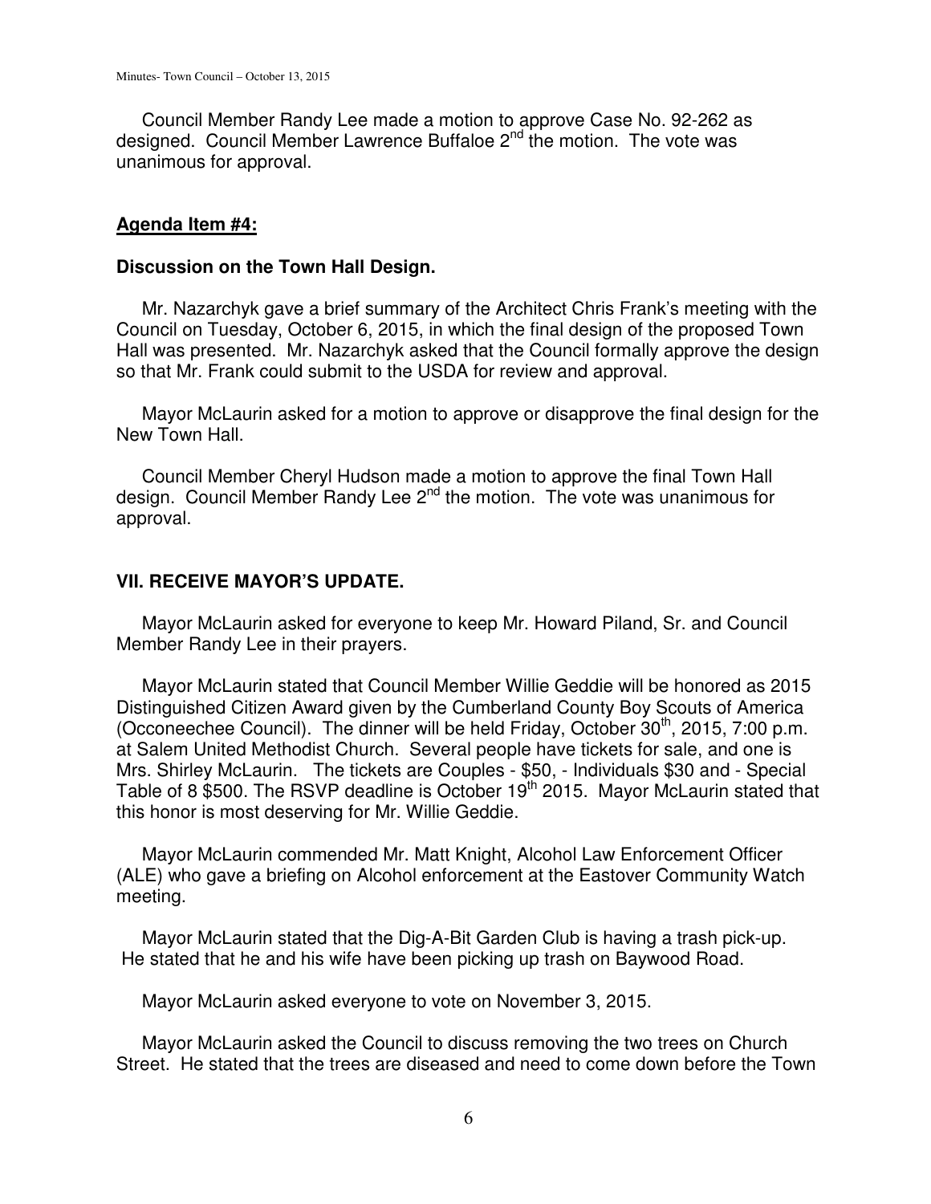Council Member Randy Lee made a motion to approve Case No. 92-262 as designed. Council Member Lawrence Buffaloe 2nd the motion. The vote was unanimous for approval.

**Agenda Item #4:**

**Discussion on the Town Hall Design.**

Mr. Nazarchyk gave a brief summary of the Architect Chris Frank's meeting with the Council on Tuesday, October 6, 2015, in which the final design of the proposed Town Hall was presented. Mr. Nazarchyk asked that the Council formally approve the design so that Mr. Frank could submit to the USDA for review and approval.

Mayor McLaurin asked for a motion to approve or disapprove the final design for the New Town Hall.

Council Member Cheryl Hudson made a motion to approve the final Town Hall design. Council Member Randy Lee 2nd the motion. The vote was unanimous for approval.

## VII. RECEIVE MAYOR'S UPDATE.

Mayor McLaurin asked for everyone to keep Mr. Howard Piland, Sr. and Council Member Randy Lee in their prayers.

Mayor McLaurin stated that Council Member Willie Geddie will be honored as 2015 Distinguished Citizen Award given by the Cumberland County Boy Scouts of America (Occoneechee Council). The dinner will be held Friday, October 30th, 2015, 7:00 p.m. at Salem United Methodist Church. Several people have tickets for sale, and one is Mrs. Shirley McLaurin. The tickets are Couples - $50, - Individuals $30 and - Special Table of 8 $500. The RSVP deadline is October 19th 2015. Mayor McLaurin stated that this honor is most deserving for Mr. Willie Geddie.

Mayor McLaurin commended Mr. Matt Knight, Alcohol Law Enforcement Officer (ALE) who gave a briefing on Alcohol enforcement at the Eastover Community Watch meeting.

Mayor McLaurin stated that the Dig-A-Bit Garden Club is having a trash pick-up. He stated that he and his wife have been picking up trash on Baywood Road.

Mayor McLaurin asked everyone to vote on November 3, 2015.

Mayor McLaurin asked the Council to discuss removing the two trees on Church Street. He stated that the trees are diseased and need to come down before the Town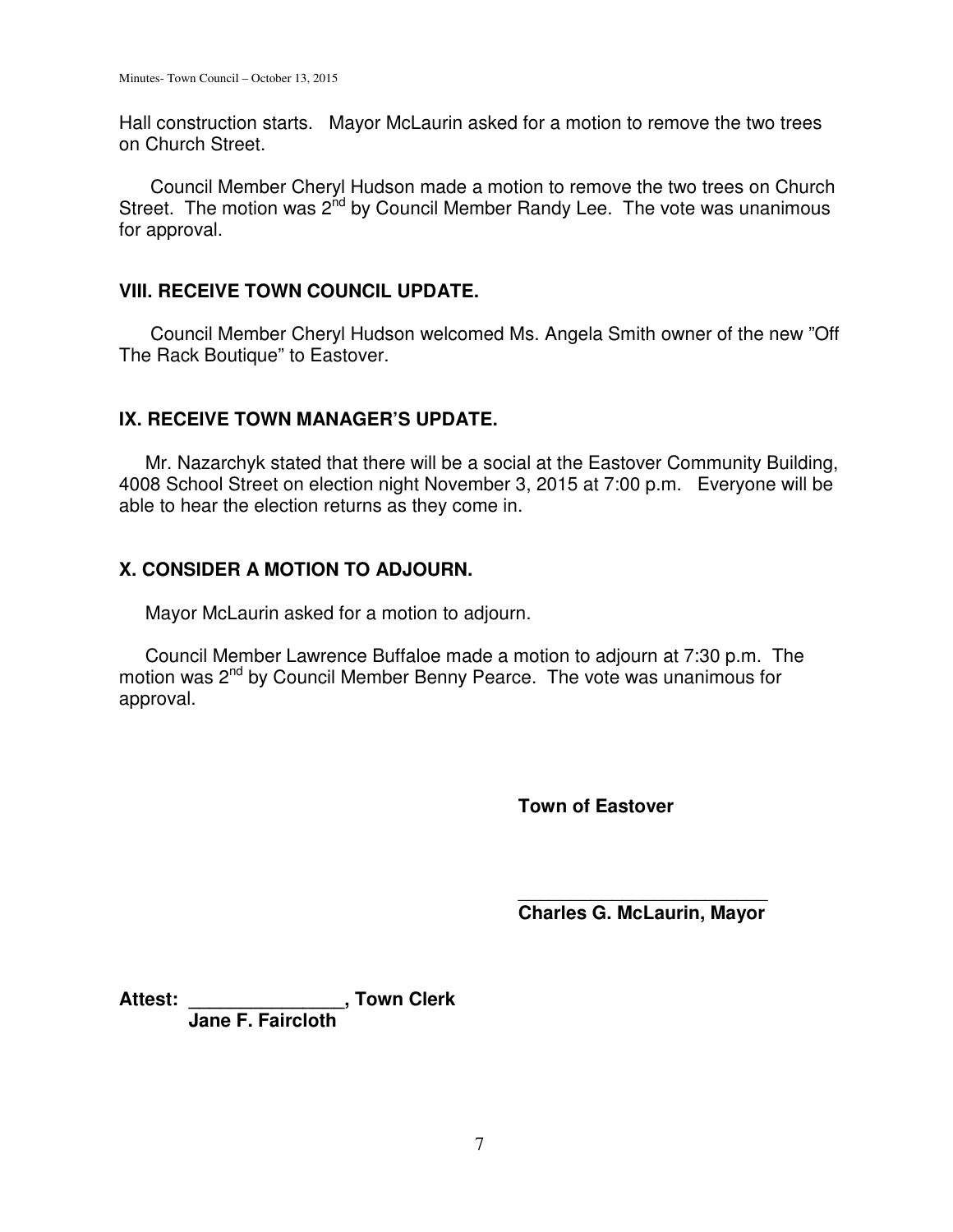Hall construction starts. Mayor McLaurin asked for a motion to remove the two trees on Church Street.

Council Member Cheryl Hudson made a motion to remove the two trees on Church Street. The motion was 2nd by Council Member Randy Lee. The vote was unanimous for approval.

## VIII. RECEIVE TOWN COUNCIL UPDATE.

Council Member Cheryl Hudson welcomed Ms. Angela Smith owner of the new "Off The Rack Boutique" to Eastover.

## IX. RECEIVE TOWN MANAGER'S UPDATE.

Mr. Nazarchyk stated that there will be a social at the Eastover Community Building, 4008 School Street on election night November 3, 2015 at 7:00 p.m. Everyone will be able to hear the election returns as they come in.

## X. CONSIDER A MOTION TO ADJOURN.

Mayor McLaurin asked for a motion to adjourn.

Council Member Lawrence Buffaloe made a motion to adjourn at 7:30 p.m. The motion was 2nd by Council Member Benny Pearce. The vote was unanimous for approval.

**Town of Eastover**

\_\_\_\_\_\_\_\_\_\_\_\_\_\_\_\_\_\_\_\_\_\_\_\_\_\_
**Charles G. McLaurin, Mayor**

**Attest: \_\_\_\_\_\_\_\_\_\_\_\_\_\_\_\_, Town Clerk**
**Jane F. Faircloth**